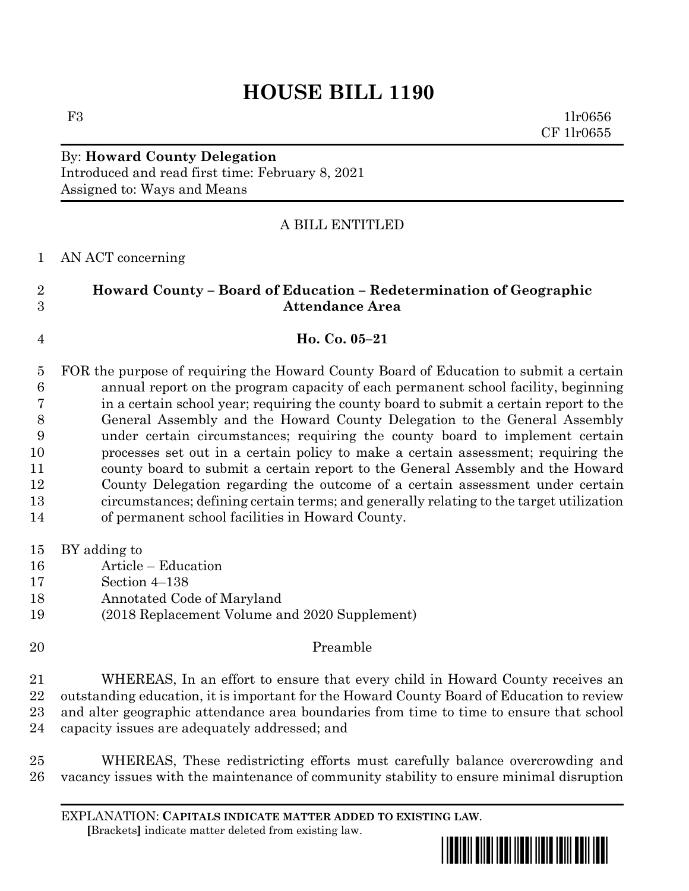# HOUSE BILL 1190

F3 1lr0656
CF 1lr0655

By: **Howard County Delegation**
Introduced and read first time: February 8, 2021
Assigned to: Ways and Means

A BILL ENTITLED

AN ACT concerning

**Howard County – Board of Education – Redetermination of Geographic Attendance Area**

**Ho. Co. 05–21**

FOR the purpose of requiring the Howard County Board of Education to submit a certain annual report on the program capacity of each permanent school facility, beginning in a certain school year; requiring the county board to submit a certain report to the General Assembly and the Howard County Delegation to the General Assembly under certain circumstances; requiring the county board to implement certain processes set out in a certain policy to make a certain assessment; requiring the county board to submit a certain report to the General Assembly and the Howard County Delegation regarding the outcome of a certain assessment under certain circumstances; defining certain terms; and generally relating to the target utilization of permanent school facilities in Howard County.

BY adding to
Article – Education
Section 4–138
Annotated Code of Maryland
(2018 Replacement Volume and 2020 Supplement)

Preamble

WHEREAS, In an effort to ensure that every child in Howard County receives an outstanding education, it is important for the Howard County Board of Education to review and alter geographic attendance area boundaries from time to time to ensure that school capacity issues are adequately addressed; and

WHEREAS, These redistricting efforts must carefully balance overcrowding and vacancy issues with the maintenance of community stability to ensure minimal disruption

EXPLANATION: **CAPITALS INDICATE MATTER ADDED TO EXISTING LAW**.
**[**Brackets**]** indicate matter deleted from existing law.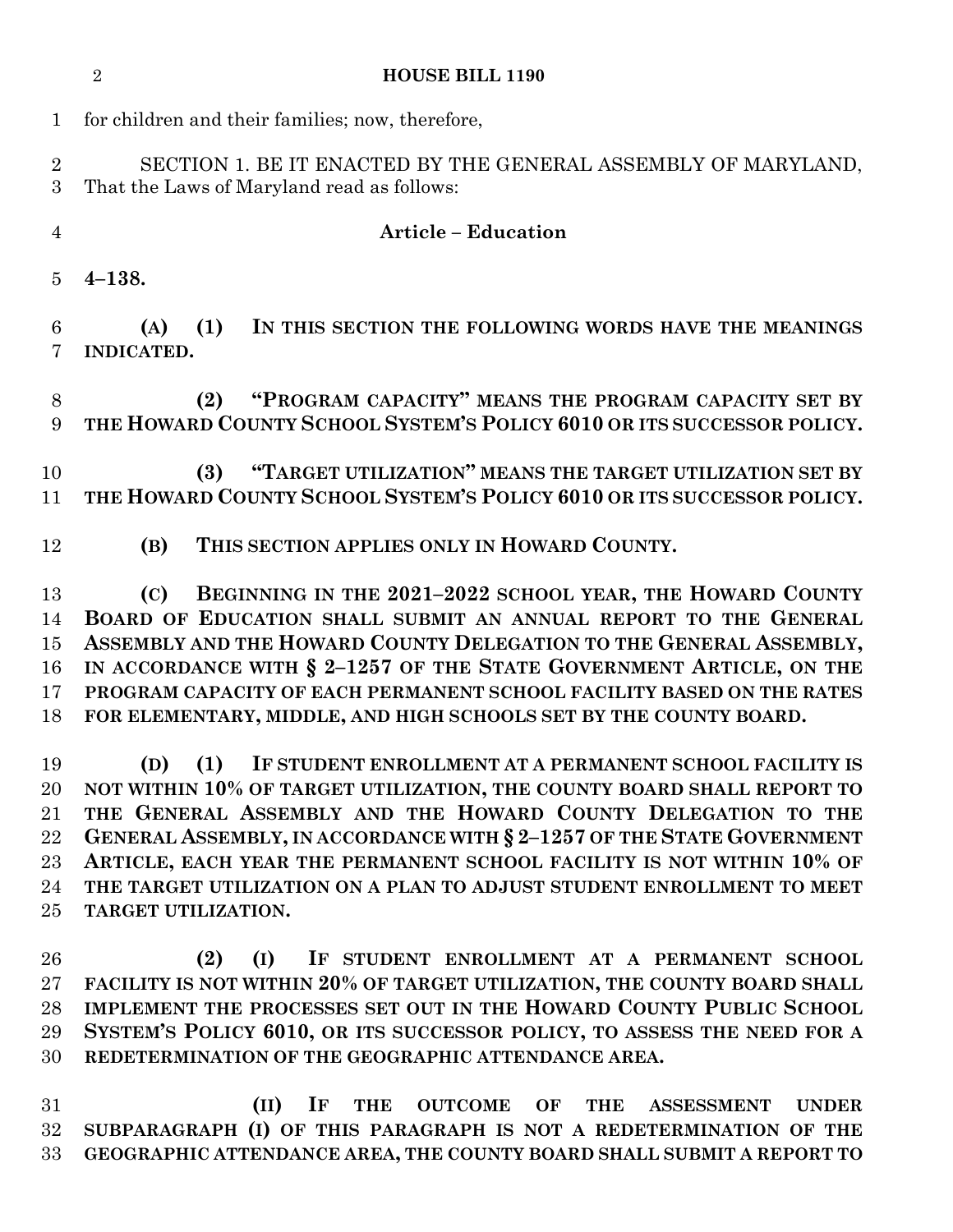for children and their families; now, therefore,

SECTION 1. BE IT ENACTED BY THE GENERAL ASSEMBLY OF MARYLAND, That the Laws of Maryland read as follows:

**Article – Education**

**4–138.**

**(A) (1) IN THIS SECTION THE FOLLOWING WORDS HAVE THE MEANINGS INDICATED.**

**(2) "PROGRAM CAPACITY" MEANS THE PROGRAM CAPACITY SET BY THE HOWARD COUNTY SCHOOL SYSTEM'S POLICY 6010 OR ITS SUCCESSOR POLICY.**

**(3) "TARGET UTILIZATION" MEANS THE TARGET UTILIZATION SET BY THE HOWARD COUNTY SCHOOL SYSTEM'S POLICY 6010 OR ITS SUCCESSOR POLICY.**

**(B) THIS SECTION APPLIES ONLY IN HOWARD COUNTY.**

**(C) BEGINNING IN THE 2021–2022 SCHOOL YEAR, THE HOWARD COUNTY BOARD OF EDUCATION SHALL SUBMIT AN ANNUAL REPORT TO THE GENERAL ASSEMBLY AND THE HOWARD COUNTY DELEGATION TO THE GENERAL ASSEMBLY, IN ACCORDANCE WITH § 2–1257 OF THE STATE GOVERNMENT ARTICLE, ON THE PROGRAM CAPACITY OF EACH PERMANENT SCHOOL FACILITY BASED ON THE RATES FOR ELEMENTARY, MIDDLE, AND HIGH SCHOOLS SET BY THE COUNTY BOARD.**

**(D) (1) IF STUDENT ENROLLMENT AT A PERMANENT SCHOOL FACILITY IS NOT WITHIN 10% OF TARGET UTILIZATION, THE COUNTY BOARD SHALL REPORT TO THE GENERAL ASSEMBLY AND THE HOWARD COUNTY DELEGATION TO THE GENERAL ASSEMBLY, IN ACCORDANCE WITH § 2–1257 OF THE STATE GOVERNMENT ARTICLE, EACH YEAR THE PERMANENT SCHOOL FACILITY IS NOT WITHIN 10% OF THE TARGET UTILIZATION ON A PLAN TO ADJUST STUDENT ENROLLMENT TO MEET TARGET UTILIZATION.**

**(2) (I) IF STUDENT ENROLLMENT AT A PERMANENT SCHOOL FACILITY IS NOT WITHIN 20% OF TARGET UTILIZATION, THE COUNTY BOARD SHALL IMPLEMENT THE PROCESSES SET OUT IN THE HOWARD COUNTY PUBLIC SCHOOL SYSTEM'S POLICY 6010, OR ITS SUCCESSOR POLICY, TO ASSESS THE NEED FOR A REDETERMINATION OF THE GEOGRAPHIC ATTENDANCE AREA.**

**(II) IF THE OUTCOME OF THE ASSESSMENT UNDER SUBPARAGRAPH (I) OF THIS PARAGRAPH IS NOT A REDETERMINATION OF THE GEOGRAPHIC ATTENDANCE AREA, THE COUNTY BOARD SHALL SUBMIT A REPORT TO**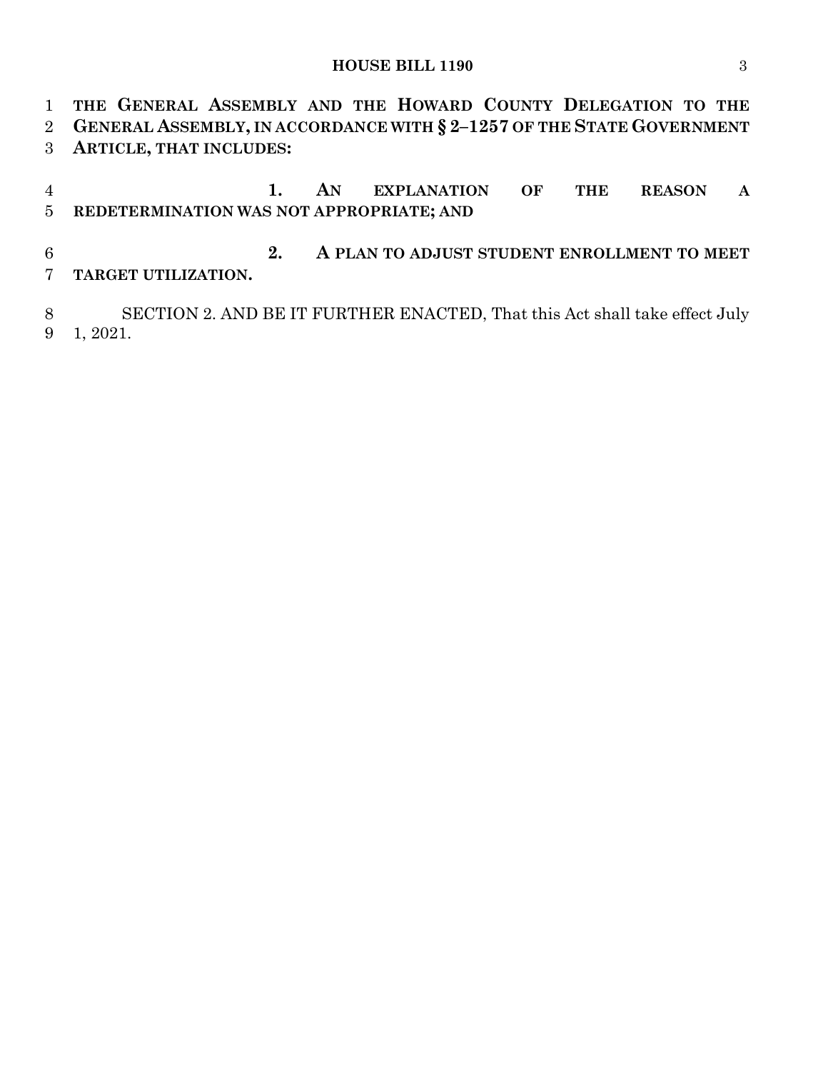**THE GENERAL ASSEMBLY AND THE HOWARD COUNTY DELEGATION TO THE GENERAL ASSEMBLY, IN ACCORDANCE WITH § 2–1257 OF THE STATE GOVERNMENT ARTICLE, THAT INCLUDES:**

**1. AN EXPLANATION OF THE REASON A REDETERMINATION WAS NOT APPROPRIATE; AND**

**2. A PLAN TO ADJUST STUDENT ENROLLMENT TO MEET TARGET UTILIZATION.**

SECTION 2. AND BE IT FURTHER ENACTED, That this Act shall take effect July 1, 2021.